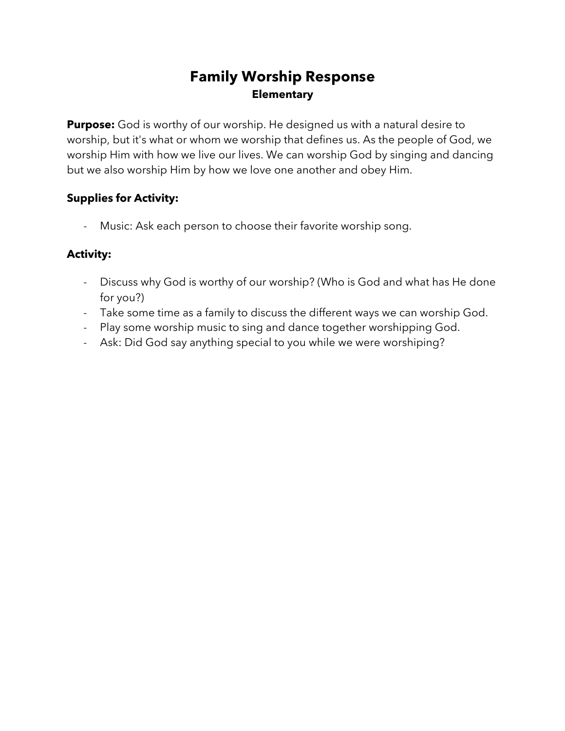# Family Worship Response

## Elementary

**Purpose:** God is worthy of our worship. He designed us with a natural desire to worship, but it's what or whom we worship that defines us. As the people of God, we worship Him with how we live our lives. We can worship God by singing and dancing but we also worship Him by how we love one another and obey Him.

**Supplies for Activity:**

- Music: Ask each person to choose their favorite worship song.

**Activity:**

- Discuss why God is worthy of our worship? (Who is God and what has He done for you?)
- Take some time as a family to discuss the different ways we can worship God.
- Play some worship music to sing and dance together worshipping God.
- Ask: Did God say anything special to you while we were worshiping?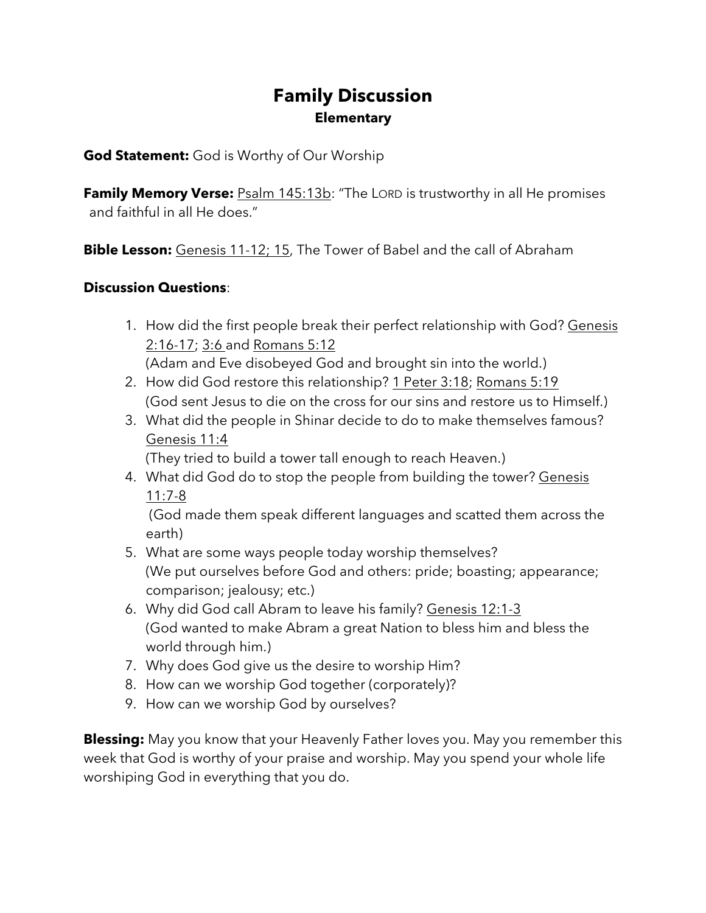# Family Discussion

## Elementary

**God Statement:** God is Worthy of Our Worship

**Family Memory Verse:** Psalm 145:13b: "The LORD is trustworthy in all He promises and faithful in all He does."

**Bible Lesson:** Genesis 11-12; 15, The Tower of Babel and the call of Abraham

**Discussion Questions**:

1. How did the first people break their perfect relationship with God? Genesis 2:16-17; 3:6 and Romans 5:12
   (Adam and Eve disobeyed God and brought sin into the world.)
2. How did God restore this relationship? 1 Peter 3:18; Romans 5:19
   (God sent Jesus to die on the cross for our sins and restore us to Himself.)
3. What did the people in Shinar decide to do to make themselves famous? Genesis 11:4
   (They tried to build a tower tall enough to reach Heaven.)
4. What did God do to stop the people from building the tower? Genesis 11:7-8
   (God made them speak different languages and scatted them across the earth)
5. What are some ways people today worship themselves?
   (We put ourselves before God and others: pride; boasting; appearance; comparison; jealousy; etc.)
6. Why did God call Abram to leave his family? Genesis 12:1-3
   (God wanted to make Abram a great Nation to bless him and bless the world through him.)
7. Why does God give us the desire to worship Him?
8. How can we worship God together (corporately)?
9. How can we worship God by ourselves?

**Blessing:** May you know that your Heavenly Father loves you. May you remember this week that God is worthy of your praise and worship. May you spend your whole life worshiping God in everything that you do.